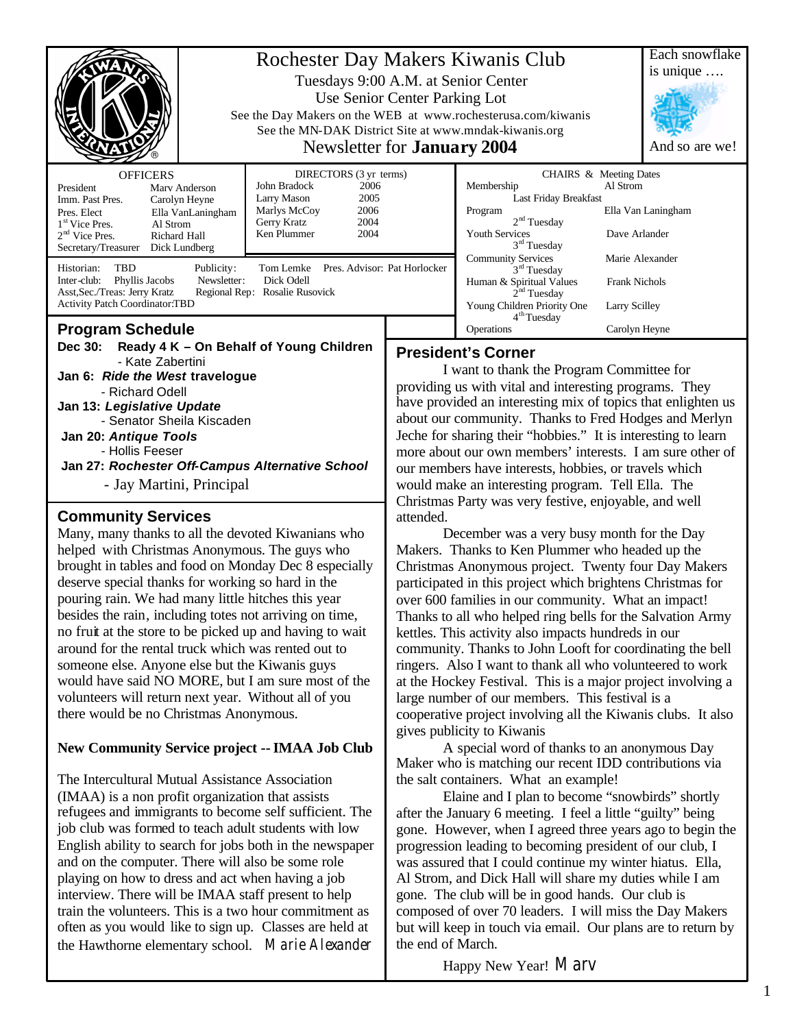# Rochester Day Makers Kiwanis Club

Tuesdays 9:00 A.M. at Senior Center
Use Senior Center Parking Lot
See the Day Makers on the WEB at www.rochesterusa.com/kiwanis
See the MN-DAK District Site at www.mndak-kiwanis.org

## Newsletter for **January 2004**

Each snowflake is unique ….
And so are we!

| OFFICERS | |
|---|---|
| President | Marv Anderson |
| Imm. Past Pres. | Carolyn Heyne |
| Pres. Elect | Ella VanLaningham |
| 1st Vice Pres. | Al Strom |
| 2nd Vice Pres. | Richard Hall |
| Secretary/Treasurer | Dick Lundberg |

| DIRECTORS (3 yr terms) | |
|---|---|
| John Bradock | 2006 |
| Larry Mason | 2005 |
| Marlys McCoy | 2006 |
| Gerry Kratz | 2004 |
| Ken Plummer | 2004 |

Historian: TBD
Inter-club: Phyllis Jacobs
Asst,Sec./Treas: Jerry Kratz
Activity Patch Coordinator:TBD
Publicity: Tom Lemke
Newsletter: Dick Odell
Regional Rep: Rosalie Rusovick
Pres. Advisor: Pat Horlocker

| CHAIRS & Meeting Dates | |
|---|---|
| Membership (Last Friday Breakfast) | Al Strom |
| Program (2nd Tuesday) | Ella Van Laningham |
| Youth Services (3rd Tuesday) | Dave Arlander |
| Community Services (3rd Tuesday) | Marie Alexander |
| Human & Spiritual Values (2nd Tuesday) | Frank Nichols |
| Young Children Priority One (4th Tuesday) | Larry Scilley |
| Operations | Carolyn Heyne |

## Program Schedule

**Dec 30: Ready 4 K – On Behalf of Young Children**
- Kate Zabertini

**Jan 6: *Ride the West* travelogue**
- Richard Odell

**Jan 13: *Legislative Update***
- Senator Sheila Kiscaden

**Jan 20: *Antique Tools***
- Hollis Feeser

**Jan 27: *Rochester Off-Campus Alternative School***
- Jay Martini, Principal

## Community Services

Many, many thanks to all the devoted Kiwanians who helped with Christmas Anonymous. The guys who brought in tables and food on Monday Dec 8 especially deserve special thanks for working so hard in the pouring rain. We had many little hitches this year besides the rain, including totes not arriving on time, no fruit at the store to be picked up and having to wait around for the rental truck which was rented out to someone else. Anyone else but the Kiwanis guys would have said NO MORE, but I am sure most of the volunteers will return next year. Without all of you there would be no Christmas Anonymous.

**New Community Service project -- IMAA Job Club**

The Intercultural Mutual Assistance Association (IMAA) is a non profit organization that assists refugees and immigrants to become self sufficient. The job club was formed to teach adult students with low English ability to search for jobs both in the newspaper and on the computer. There will also be some role playing on how to dress and act when having a job interview. There will be IMAA staff present to help train the volunteers. This is a two hour commitment as often as you would like to sign up. Classes are held at the Hawthorne elementary school. Marie Alexander

## President's Corner

I want to thank the Program Committee for providing us with vital and interesting programs. They have provided an interesting mix of topics that enlighten us about our community. Thanks to Fred Hodges and Merlyn Jeche for sharing their "hobbies." It is interesting to learn more about our own members' interests. I am sure other of our members have interests, hobbies, or travels which would make an interesting program. Tell Ella. The Christmas Party was very festive, enjoyable, and well attended.

December was a very busy month for the Day Makers. Thanks to Ken Plummer who headed up the Christmas Anonymous project. Twenty four Day Makers participated in this project which brightens Christmas for over 600 families in our community. What an impact! Thanks to all who helped ring bells for the Salvation Army kettles. This activity also impacts hundreds in our community. Thanks to John Looft for coordinating the bell ringers. Also I want to thank all who volunteered to work at the Hockey Festival. This is a major project involving a large number of our members. This festival is a cooperative project involving all the Kiwanis clubs. It also gives publicity to Kiwanis

A special word of thanks to an anonymous Day Maker who is matching our recent IDD contributions via the salt containers. What an example!

Elaine and I plan to become "snowbirds" shortly after the January 6 meeting. I feel a little "guilty" being gone. However, when I agreed three years ago to begin the progression leading to becoming president of our club, I was assured that I could continue my winter hiatus. Ella, Al Strom, and Dick Hall will share my duties while I am gone. The club will be in good hands. Our club is composed of over 70 leaders. I will miss the Day Makers but will keep in touch via email. Our plans are to return by the end of March.

Happy New Year! Marv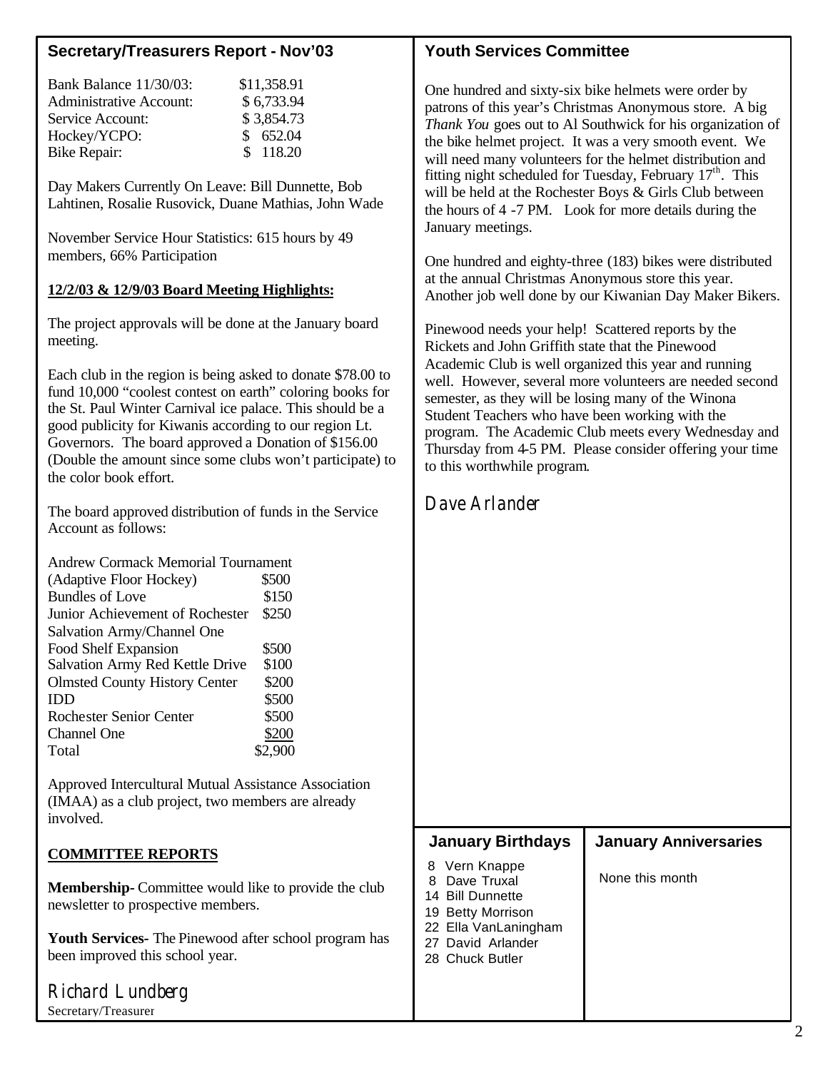## Secretary/Treasurers Report - Nov'03

| | |
|---|---|
| Bank Balance 11/30/03: | \$11,358.91 |
| Administrative Account: | \$ 6,733.94 |
| Service Account: | \$ 3,854.73 |
| Hockey/YCPO: | \$ 652.04 |
| Bike Repair: | \$ 118.20 |

Day Makers Currently On Leave: Bill Dunnette, Bob Lahtinen, Rosalie Rusovick, Duane Mathias, John Wade

November Service Hour Statistics: 615 hours by 49 members, 66% Participation

**12/2/03 & 12/9/03 Board Meeting Highlights:**

The project approvals will be done at the January board meeting.

Each club in the region is being asked to donate \$78.00 to fund 10,000 "coolest contest on earth" coloring books for the St. Paul Winter Carnival ice palace. This should be a good publicity for Kiwanis according to our region Lt. Governors. The board approved a Donation of \$156.00 (Double the amount since some clubs won't participate) to the color book effort.

The board approved distribution of funds in the Service Account as follows:

| | |
|---|---|
| Andrew Cormack Memorial Tournament (Adaptive Floor Hockey) | \$500 |
| Bundles of Love | \$150 |
| Junior Achievement of Rochester | \$250 |
| Salvation Army/Channel One Food Shelf Expansion | \$500 |
| Salvation Army Red Kettle Drive | \$100 |
| Olmsted County History Center | \$200 |
| IDD | \$500 |
| Rochester Senior Center | \$500 |
| Channel One | \$200 |
| Total | \$2,900 |

Approved Intercultural Mutual Assistance Association (IMAA) as a club project, two members are already involved.

**COMMITTEE REPORTS**

**Membership**- Committee would like to provide the club newsletter to prospective members.

**Youth Services**- The Pinewood after school program has been improved this school year.

Richard Lundberg
Secretary/Treasurer

## Youth Services Committee

One hundred and sixty-six bike helmets were order by patrons of this year's Christmas Anonymous store. A big *Thank You* goes out to Al Southwick for his organization of the bike helmet project. It was a very smooth event. We will need many volunteers for the helmet distribution and fitting night scheduled for Tuesday, February 17th. This will be held at the Rochester Boys & Girls Club between the hours of 4 -7 PM. Look for more details during the January meetings.

One hundred and eighty-three (183) bikes were distributed at the annual Christmas Anonymous store this year. Another job well done by our Kiwanian Day Maker Bikers.

Pinewood needs your help! Scattered reports by the Rickets and John Griffith state that the Pinewood Academic Club is well organized this year and running well. However, several more volunteers are needed second semester, as they will be losing many of the Winona Student Teachers who have been working with the program. The Academic Club meets every Wednesday and Thursday from 4-5 PM. Please consider offering your time to this worthwhile program.

Dave Arlander

## January Birthdays

- 8 Vern Knappe
- 8 Dave Truxal
- 14 Bill Dunnette
- 19 Betty Morrison
- 22 Ella VanLaningham
- 27 David Arlander
- 28 Chuck Butler

## January Anniversaries

None this month